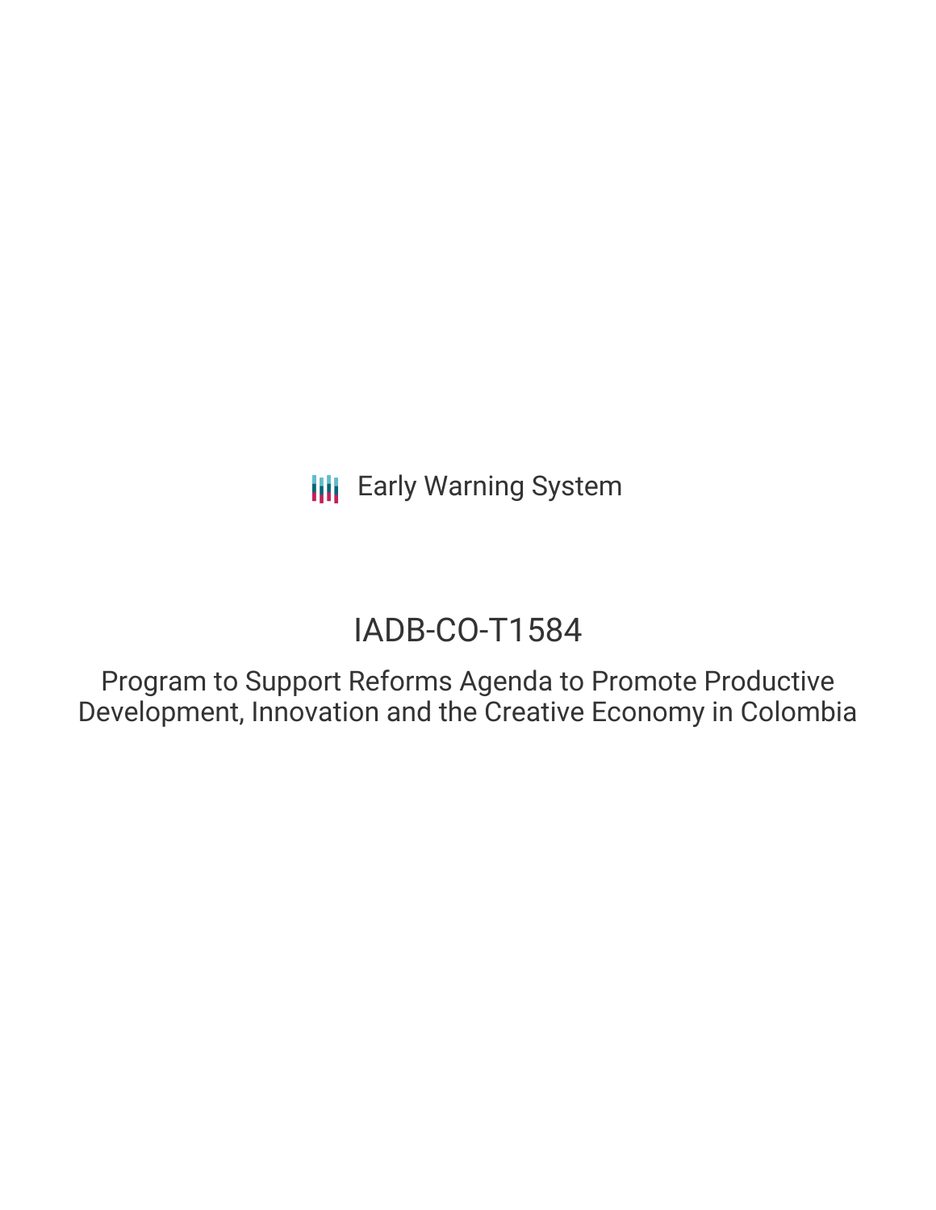Early Warning System

# IADB-CO-T1584

## Program to Support Reforms Agenda to Promote Productive Development, Innovation and the Creative Economy in Colombia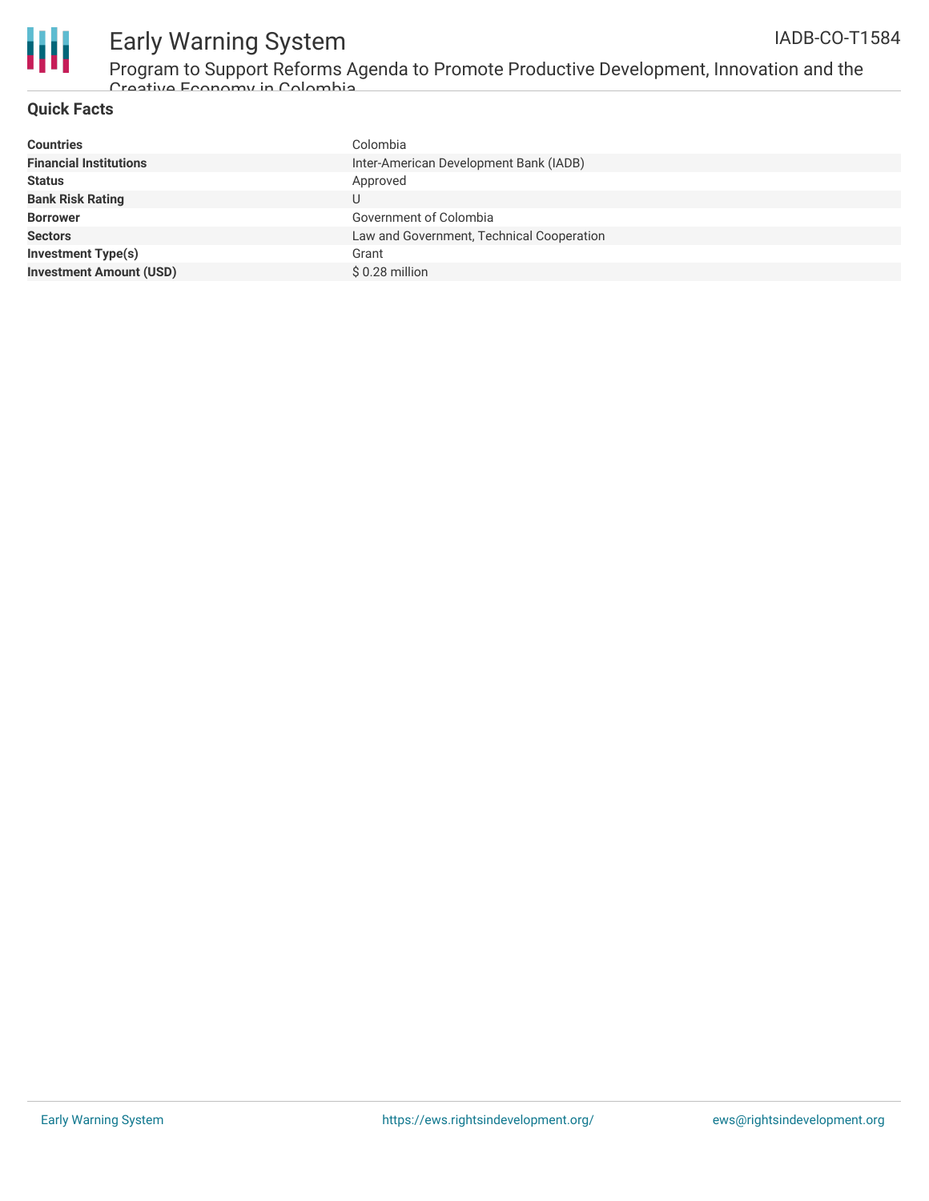## Quick Facts

| | |
|---|---|
| **Countries** | Colombia |
| **Financial Institutions** | Inter-American Development Bank (IADB) |
| **Status** | Approved |
| **Bank Risk Rating** | U |
| **Borrower** | Government of Colombia |
| **Sectors** | Law and Government, Technical Cooperation |
| **Investment Type(s)** | Grant |
| **Investment Amount (USD)** | $ 0.28 million |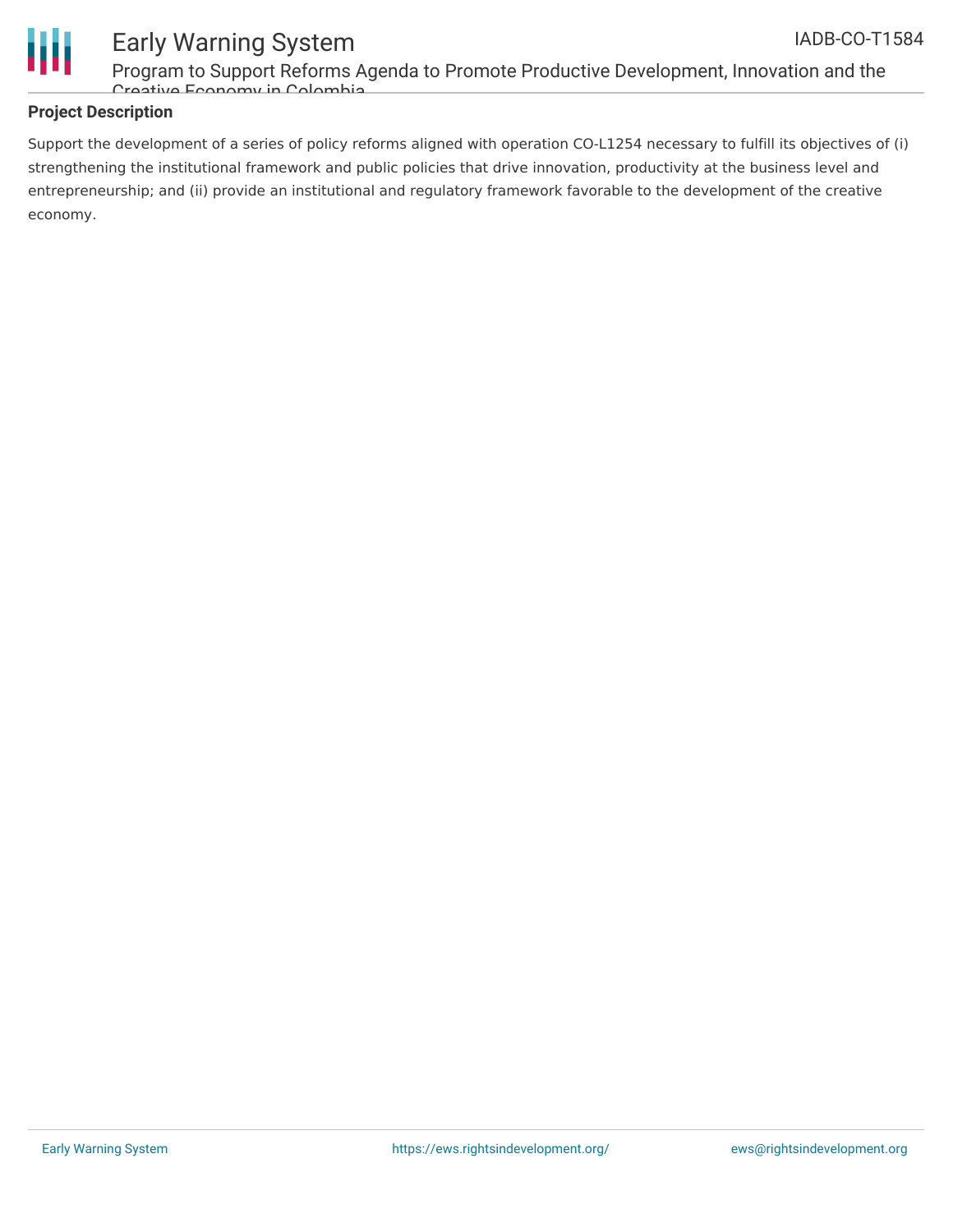**Project Description**

Support the development of a series of policy reforms aligned with operation CO-L1254 necessary to fulfill its objectives of (i) strengthening the institutional framework and public policies that drive innovation, productivity at the business level and entrepreneurship; and (ii) provide an institutional and regulatory framework favorable to the development of the creative economy.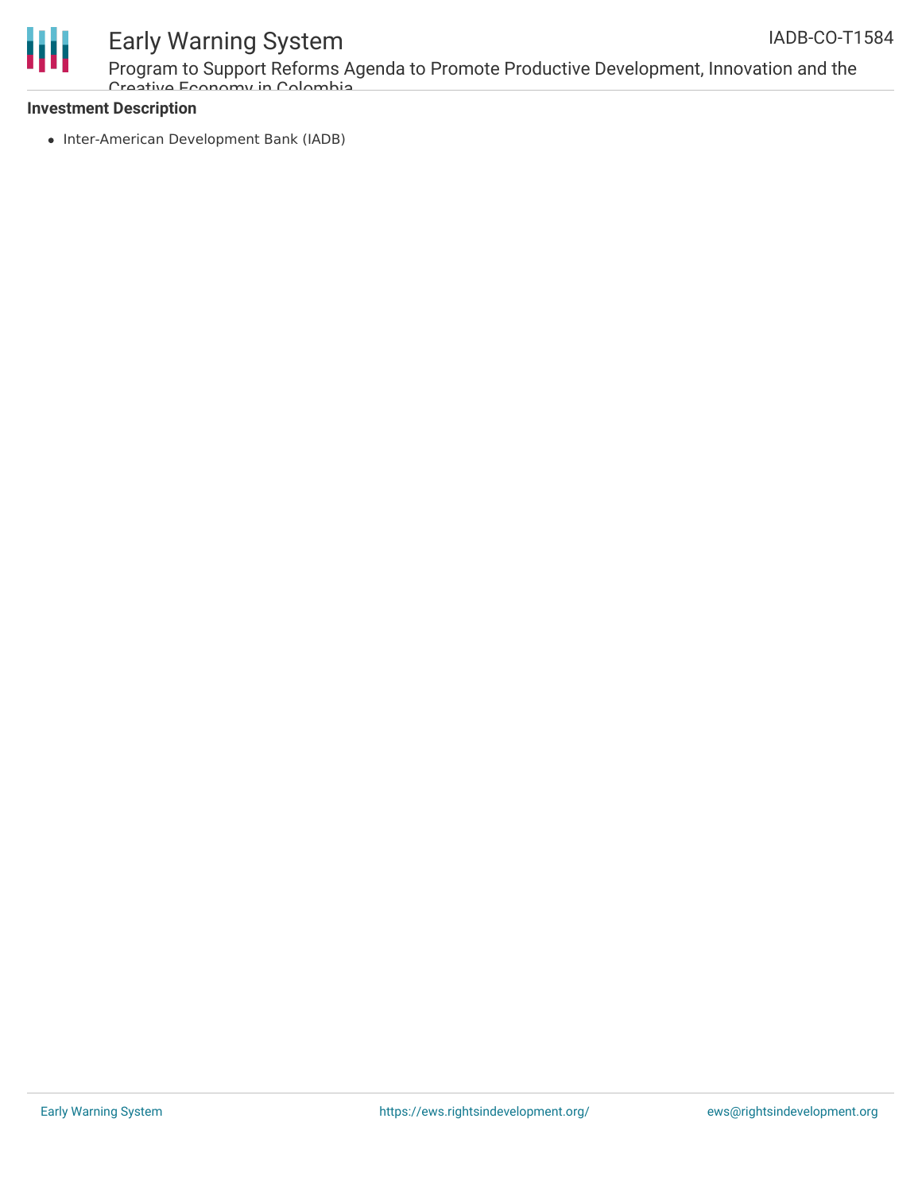**Investment Description**

- Inter-American Development Bank (IADB)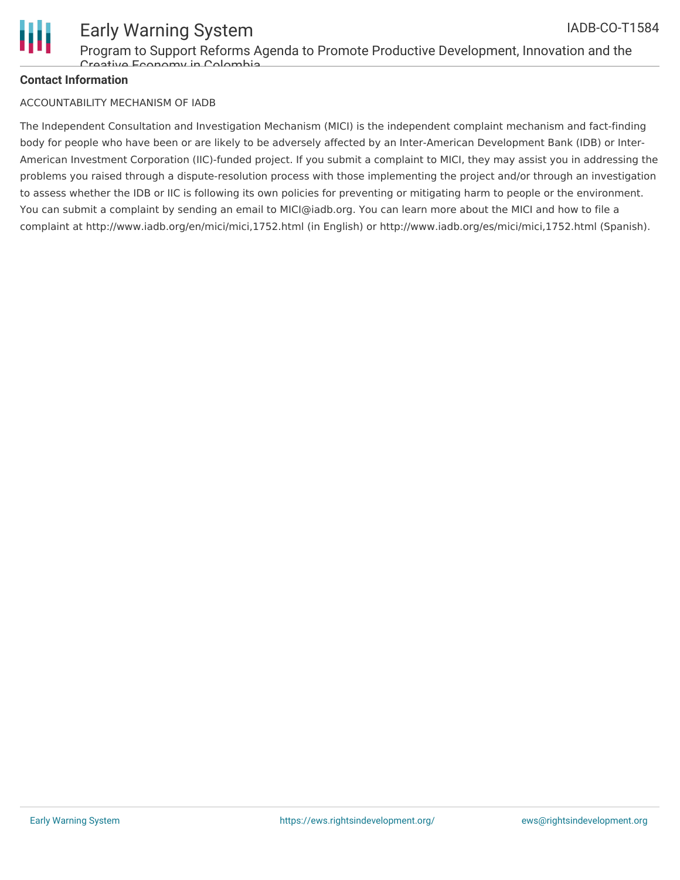**Contact Information**

ACCOUNTABILITY MECHANISM OF IADB

The Independent Consultation and Investigation Mechanism (MICI) is the independent complaint mechanism and fact-finding body for people who have been or are likely to be adversely affected by an Inter-American Development Bank (IDB) or Inter-American Investment Corporation (IIC)-funded project. If you submit a complaint to MICI, they may assist you in addressing the problems you raised through a dispute-resolution process with those implementing the project and/or through an investigation to assess whether the IDB or IIC is following its own policies for preventing or mitigating harm to people or the environment. You can submit a complaint by sending an email to MICI@iadb.org. You can learn more about the MICI and how to file a complaint at http://www.iadb.org/en/mici/mici,1752.html (in English) or http://www.iadb.org/es/mici/mici,1752.html (Spanish).